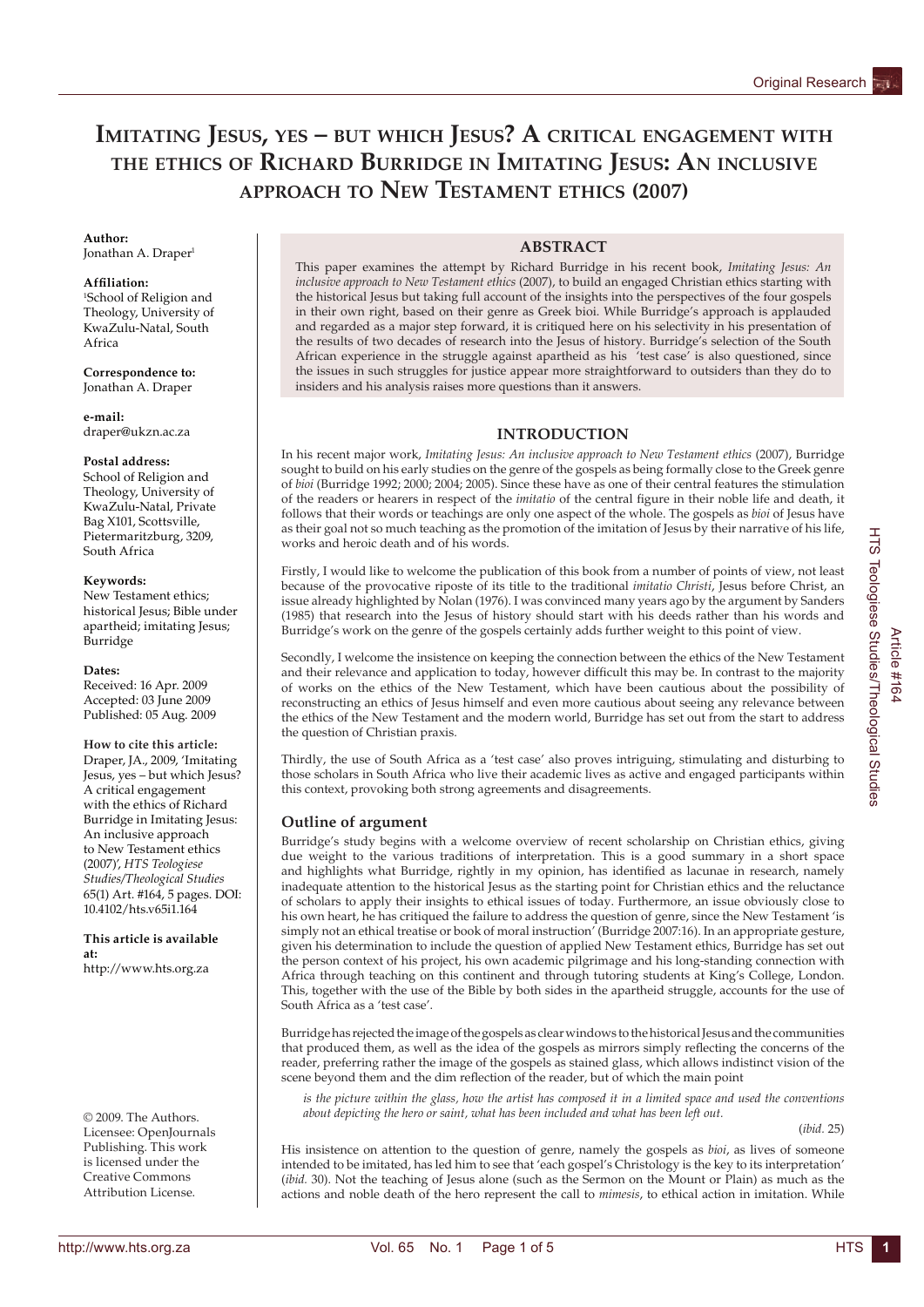# Imitating Jesus, yes – but which Jesus? A critical engagement with the ethics of Richard Burridge in Imitating Jesus: An inclusive approach to New Testament ethics (2007)

**Author:**
Jonathan A. Draper[1]

**Affiliation:**
[1]School of Religion and Theology, University of KwaZulu-Natal, South Africa

**Correspondence to:**
Jonathan A. Draper

**e-mail:**
draper@ukzn.ac.za

**Postal address:**
School of Religion and Theology, University of KwaZulu-Natal, Private Bag X101, Scottsville, Pietermaritzburg, 3209, South Africa

**Keywords:**
New Testament ethics; historical Jesus; Bible under apartheid; imitating Jesus; Burridge

**Dates:**
Received: 16 Apr. 2009
Accepted: 03 June 2009
Published: 05 Aug. 2009

**How to cite this article:**
Draper, JA., 2009, 'Imitating Jesus, yes – but which Jesus? A critical engagement with the ethics of Richard Burridge in Imitating Jesus: An inclusive approach to New Testament ethics (2007)', *HTS Teologiese Studies/Theological Studies* 65(1) Art. #164, 5 pages. DOI: 10.4102/hts.v65i1.164

**This article is available at:**
http://www.hts.org.za

© 2009. The Authors. Licensee: OpenJournals Publishing. This work is licensed under the Creative Commons Attribution License.

## ABSTRACT

This paper examines the attempt by Richard Burridge in his recent book, *Imitating Jesus: An inclusive approach to New Testament ethics* (2007), to build an engaged Christian ethics starting with the historical Jesus but taking full account of the insights into the perspectives of the four gospels in their own right, based on their genre as Greek bioi. While Burridge's approach is applauded and regarded as a major step forward, it is critiqued here on his selectivity in his presentation of the results of two decades of research into the Jesus of history. Burridge's selection of the South African experience in the struggle against apartheid as his 'test case' is also questioned, since the issues in such struggles for justice appear more straightforward to outsiders than they do to insiders and his analysis raises more questions than it answers.

## INTRODUCTION

In his recent major work, *Imitating Jesus: An inclusive approach to New Testament ethics* (2007), Burridge sought to build on his early studies on the genre of the gospels as being formally close to the Greek genre of *bioi* (Burridge 1992; 2000; 2004; 2005). Since these have as one of their central features the stimulation of the readers or hearers in respect of the *imitatio* of the central figure in their noble life and death, it follows that their words or teachings are only one aspect of the whole. The gospels as *bioi* of Jesus have as their goal not so much teaching as the promotion of the imitation of Jesus by their narrative of his life, works and heroic death and of his words.

Firstly, I would like to welcome the publication of this book from a number of points of view, not least because of the provocative riposte of its title to the traditional *imitatio Christi*, Jesus before Christ, an issue already highlighted by Nolan (1976). I was convinced many years ago by the argument by Sanders (1985) that research into the Jesus of history should start with his deeds rather than his words and Burridge's work on the genre of the gospels certainly adds further weight to this point of view.

Secondly, I welcome the insistence on keeping the connection between the ethics of the New Testament and their relevance and application to today, however difficult this may be. In contrast to the majority of works on the ethics of the New Testament, which have been cautious about the possibility of reconstructing an ethics of Jesus himself and even more cautious about seeing any relevance between the ethics of the New Testament and the modern world, Burridge has set out from the start to address the question of Christian praxis.

Thirdly, the use of South Africa as a 'test case' also proves intriguing, stimulating and disturbing to those scholars in South Africa who live their academic lives as active and engaged participants within this context, provoking both strong agreements and disagreements.

### Outline of argument

Burridge's study begins with a welcome overview of recent scholarship on Christian ethics, giving due weight to the various traditions of interpretation. This is a good summary in a short space and highlights what Burridge, rightly in my opinion, has identified as lacunae in research, namely inadequate attention to the historical Jesus as the starting point for Christian ethics and the reluctance of scholars to apply their insights to ethical issues of today. Furthermore, an issue obviously close to his own heart, he has critiqued the failure to address the question of genre, since the New Testament 'is simply not an ethical treatise or book of moral instruction' (Burridge 2007:16). In an appropriate gesture, given his determination to include the question of applied New Testament ethics, Burridge has set out the person context of his project, his own academic pilgrimage and his long-standing connection with Africa through teaching on this continent and through tutoring students at King's College, London. This, together with the use of the Bible by both sides in the apartheid struggle, accounts for the use of South Africa as a 'test case'.

Burridge has rejected the image of the gospels as clear windows to the historical Jesus and the communities that produced them, as well as the idea of the gospels as mirrors simply reflecting the concerns of the reader, preferring rather the image of the gospels as stained glass, which allows indistinct vision of the scene beyond them and the dim reflection of the reader, but of which the main point

> *is the picture within the glass, how the artist has composed it in a limited space and used the conventions about depicting the hero or saint, what has been included and what has been left out.*
>
> (*ibid.* 25)

His insistence on attention to the question of genre, namely the gospels as *bioi*, as lives of someone intended to be imitated, has led him to see that 'each gospel's Christology is the key to its interpretation' (*ibid.* 30). Not the teaching of Jesus alone (such as the Sermon on the Mount or Plain) as much as the actions and noble death of the hero represent the call to *mimesis*, to ethical action in imitation. While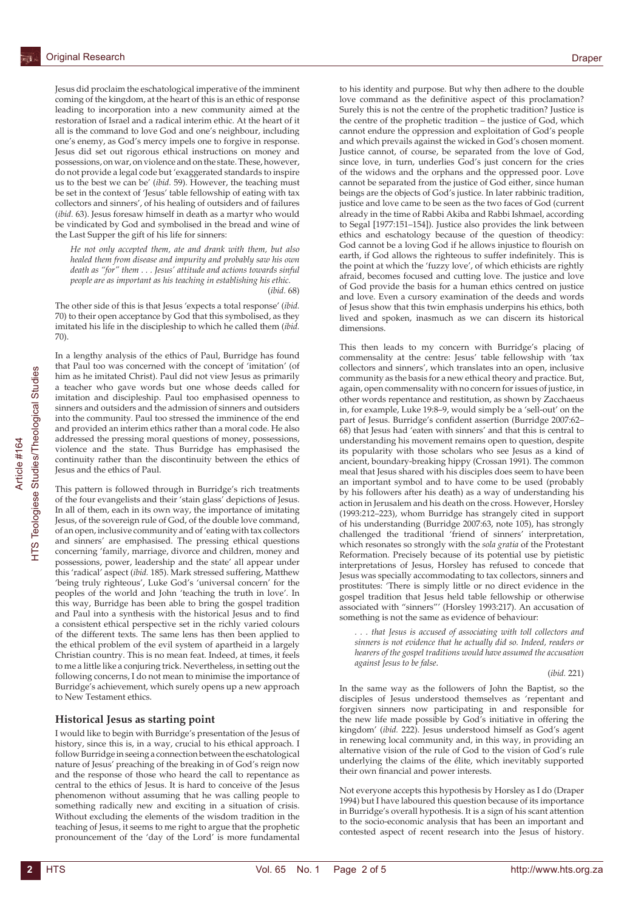Jesus did proclaim the eschatological imperative of the imminent coming of the kingdom, at the heart of this is an ethic of response leading to incorporation into a new community aimed at the restoration of Israel and a radical interim ethic. At the heart of it all is the command to love God and one's neighbour, including one's enemy, as God's mercy impels one to forgive in response. Jesus did set out rigorous ethical instructions on money and possessions, on war, on violence and on the state. These, however, do not provide a legal code but 'exaggerated standards to inspire us to the best we can be' (*ibid.* 59). However, the teaching must be set in the context of 'Jesus' table fellowship of eating with tax collectors and sinners', of his healing of outsiders and of failures (*ibid.* 63). Jesus foresaw himself in death as a martyr who would be vindicated by God and symbolised in the bread and wine of the Last Supper the gift of his life for sinners:

> *He not only accepted them, ate and drank with them, but also healed them from disease and impurity and probably saw his own death as "for" them . . . Jesus' attitude and actions towards sinful people are as important as his teaching in establishing his ethic.*
> (*ibid.* 68)

The other side of this is that Jesus 'expects a total response' (*ibid.* 70) to their open acceptance by God that this symbolised, as they imitated his life in the discipleship to which he called them (*ibid.* 70).

In a lengthy analysis of the ethics of Paul, Burridge has found that Paul too was concerned with the concept of 'imitation' (of him as he imitated Christ). Paul did not view Jesus as primarily a teacher who gave words but one whose deeds called for imitation and discipleship. Paul too emphasised openness to sinners and outsiders and the admission of sinners and outsiders into the community. Paul too stressed the imminence of the end and provided an interim ethics rather than a moral code. He also addressed the pressing moral questions of money, possessions, violence and the state. Thus Burridge has emphasised the continuity rather than the discontinuity between the ethics of Jesus and the ethics of Paul.

This pattern is followed through in Burridge's rich treatments of the four evangelists and their 'stain glass' depictions of Jesus. In all of them, each in its own way, the importance of imitating Jesus, of the sovereign rule of God, of the double love command, of an open, inclusive community and of 'eating with tax collectors and sinners' are emphasised. The pressing ethical questions concerning 'family, marriage, divorce and children, money and possessions, power, leadership and the state' all appear under this 'radical' aspect (*ibid.* 185). Mark stressed suffering, Matthew 'being truly righteous', Luke God's 'universal concern' for the peoples of the world and John 'teaching the truth in love'. In this way, Burridge has been able to bring the gospel tradition and Paul into a synthesis with the historical Jesus and to find a consistent ethical perspective set in the richly varied colours of the different texts. The same lens has then been applied to the ethical problem of the evil system of apartheid in a largely Christian country. This is no mean feat. Indeed, at times, it feels to me a little like a conjuring trick. Nevertheless, in setting out the following concerns, I do not mean to minimise the importance of Burridge's achievement, which surely opens up a new approach to New Testament ethics.

## Historical Jesus as starting point

I would like to begin with Burridge's presentation of the Jesus of history, since this is, in a way, crucial to his ethical approach. I follow Burridge in seeing a connection between the eschatological nature of Jesus' preaching of the breaking in of God's reign now and the response of those who heard the call to repentance as central to the ethics of Jesus. It is hard to conceive of the Jesus phenomenon without assuming that he was calling people to something radically new and exciting in a situation of crisis. Without excluding the elements of the wisdom tradition in the teaching of Jesus, it seems to me right to argue that the prophetic pronouncement of the 'day of the Lord' is more fundamental to his identity and purpose. But why then adhere to the double love command as the definitive aspect of this proclamation? Surely this is not the centre of the prophetic tradition? Justice is the centre of the prophetic tradition – the justice of God, which cannot endure the oppression and exploitation of God's people and which prevails against the wicked in God's chosen moment. Justice cannot, of course, be separated from the love of God, since love, in turn, underlies God's just concern for the cries of the widows and the orphans and the oppressed poor. Love cannot be separated from the justice of God either, since human beings are the objects of God's justice. In later rabbinic tradition, justice and love came to be seen as the two faces of God (current already in the time of Rabbi Akiba and Rabbi Ishmael, according to Segal [1977:151–154]). Justice also provides the link between ethics and eschatology because of the question of theodicy: God cannot be a loving God if he allows injustice to flourish on earth, if God allows the righteous to suffer indefinitely. This is the point at which the 'fuzzy love', of which ethicists are rightly afraid, becomes focused and cutting love. The justice and love of God provide the basis for a human ethics centred on justice and love. Even a cursory examination of the deeds and words of Jesus show that this twin emphasis underpins his ethics, both lived and spoken, inasmuch as we can discern its historical dimensions.

This then leads to my concern with Burridge's placing of commensality at the centre: Jesus' table fellowship with 'tax collectors and sinners', which translates into an open, inclusive community as the basis for a new ethical theory and practice. But, again, open commensality with no concern for issues of justice, in other words repentance and restitution, as shown by Zacchaeus in, for example, Luke 19:8–9, would simply be a 'sell-out' on the part of Jesus. Burridge's confident assertion (Burridge 2007:62–68) that Jesus had 'eaten with sinners' and that this is central to understanding his movement remains open to question, despite its popularity with those scholars who see Jesus as a kind of ancient, boundary-breaking hippy (Crossan 1991). The common meal that Jesus shared with his disciples does seem to have been an important symbol and to have come to be used (probably by his followers after his death) as a way of understanding his action in Jerusalem and his death on the cross. However, Horsley (1993:212–223), whom Burridge has strangely cited in support of his understanding (Burridge 2007:63, note 105), has strongly challenged the traditional 'friend of sinners' interpretation, which resonates so strongly with the *sola gratia* of the Protestant Reformation. Precisely because of its potential use by pietistic interpretations of Jesus, Horsley has refused to concede that Jesus was specially accommodating to tax collectors, sinners and prostitutes: 'There is simply little or no direct evidence in the gospel tradition that Jesus held table fellowship or otherwise associated with "sinners"' (Horsley 1993:217). An accusation of something is not the same as evidence of behaviour:

> *. . . that Jesus is accused of associating with toll collectors and sinners is not evidence that he actually did so. Indeed, readers or hearers of the gospel traditions would have assumed the accusation against Jesus to be false.*
> (*ibid.* 221)

In the same way as the followers of John the Baptist, so the disciples of Jesus understood themselves as 'repentant and forgiven sinners now participating in and responsible for the new life made possible by God's initiative in offering the kingdom' (*ibid.* 222). Jesus understood himself as God's agent in renewing local community and, in this way, in providing an alternative vision of the rule of God to the vision of God's rule underlying the claims of the élite, which inevitably supported their own financial and power interests.

Not everyone accepts this hypothesis by Horsley as I do (Draper 1994) but I have laboured this question because of its importance in Burridge's overall hypothesis. It is a sign of his scant attention to the socio-economic analysis that has been an important and contested aspect of recent research into the Jesus of history.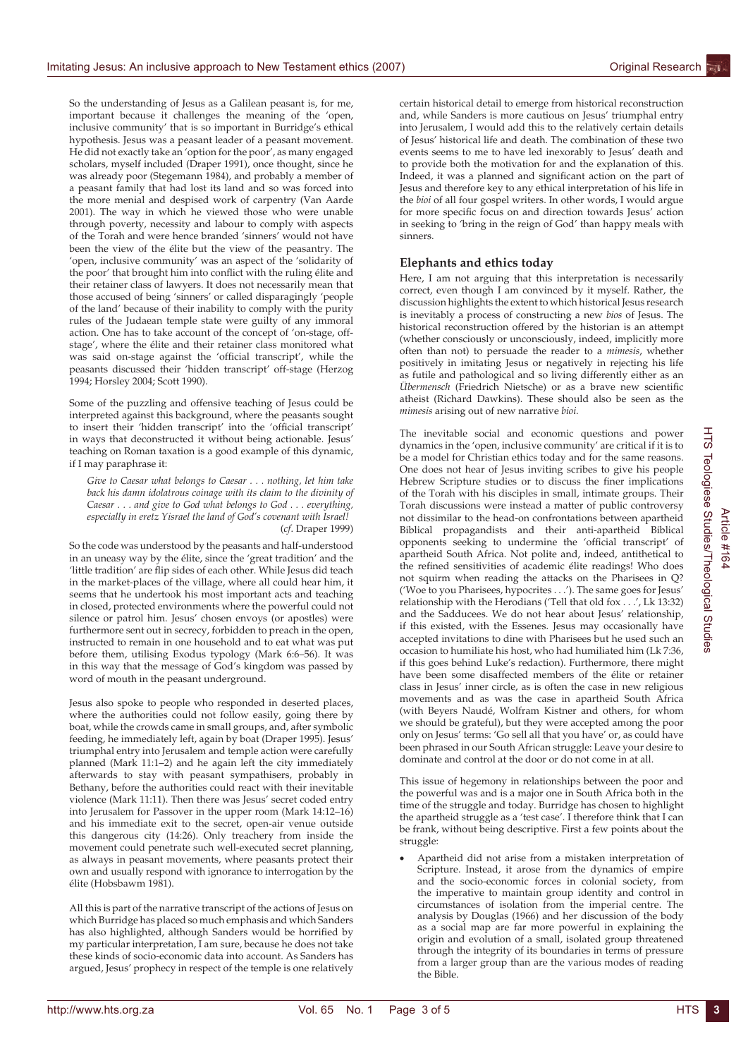So the understanding of Jesus as a Galilean peasant is, for me, important because it challenges the meaning of the 'open, inclusive community' that is so important in Burridge's ethical hypothesis. Jesus was a peasant leader of a peasant movement. He did not exactly take an 'option for the poor', as many engaged scholars, myself included (Draper 1991), once thought, since he was already poor (Stegemann 1984), and probably a member of a peasant family that had lost its land and so was forced into the more menial and despised work of carpentry (Van Aarde 2001). The way in which he viewed those who were unable through poverty, necessity and labour to comply with aspects of the Torah and were hence branded 'sinners' would not have been the view of the élite but the view of the peasantry. The 'open, inclusive community' was an aspect of the 'solidarity of the poor' that brought him into conflict with the ruling élite and their retainer class of lawyers. It does not necessarily mean that those accused of being 'sinners' or called disparagingly 'people of the land' because of their inability to comply with the purity rules of the Judaean temple state were guilty of any immoral action. One has to take account of the concept of 'on-stage, off-stage', where the élite and their retainer class monitored what was said on-stage against the 'official transcript', while the peasants discussed their 'hidden transcript' off-stage (Herzog 1994; Horsley 2004; Scott 1990).

Some of the puzzling and offensive teaching of Jesus could be interpreted against this background, where the peasants sought to insert their 'hidden transcript' into the 'official transcript' in ways that deconstructed it without being actionable. Jesus' teaching on Roman taxation is a good example of this dynamic, if I may paraphrase it:

> *Give to Caesar what belongs to Caesar . . . nothing, let him take back his damn idolatrous coinage with its claim to the divinity of Caesar . . . and give to God what belongs to God . . . everything, especially in eretz Yisrael the land of God's covenant with Israel!*
> (*cf*. Draper 1999)

So the code was understood by the peasants and half-understood in an uneasy way by the élite, since the 'great tradition' and the 'little tradition' are flip sides of each other. While Jesus did teach in the market-places of the village, where all could hear him, it seems that he undertook his most important acts and teaching in closed, protected environments where the powerful could not silence or patrol him. Jesus' chosen envoys (or apostles) were furthermore sent out in secrecy, forbidden to preach in the open, instructed to remain in one household and to eat what was put before them, utilising Exodus typology (Mark 6:6–56). It was in this way that the message of God's kingdom was passed by word of mouth in the peasant underground.

Jesus also spoke to people who responded in deserted places, where the authorities could not follow easily, going there by boat, while the crowds came in small groups, and, after symbolic feeding, he immediately left, again by boat (Draper 1995). Jesus' triumphal entry into Jerusalem and temple action were carefully planned (Mark 11:1–2) and he again left the city immediately afterwards to stay with peasant sympathisers, probably in Bethany, before the authorities could react with their inevitable violence (Mark 11:11). Then there was Jesus' secret coded entry into Jerusalem for Passover in the upper room (Mark 14:12–16) and his immediate exit to the secret, open-air venue outside this dangerous city (14:26). Only treachery from inside the movement could penetrate such well-executed secret planning, as always in peasant movements, where peasants protect their own and usually respond with ignorance to interrogation by the élite (Hobsbawm 1981).

All this is part of the narrative transcript of the actions of Jesus on which Burridge has placed so much emphasis and which Sanders has also highlighted, although Sanders would be horrified by my particular interpretation, I am sure, because he does not take these kinds of socio-economic data into account. As Sanders has argued, Jesus' prophecy in respect of the temple is one relatively certain historical detail to emerge from historical reconstruction and, while Sanders is more cautious on Jesus' triumphal entry into Jerusalem, I would add this to the relatively certain details of Jesus' historical life and death. The combination of these two events seems to me to have led inexorably to Jesus' death and to provide both the motivation for and the explanation of this. Indeed, it was a planned and significant action on the part of Jesus and therefore key to any ethical interpretation of his life in the *bioi* of all four gospel writers. In other words, I would argue for more specific focus on and direction towards Jesus' action in seeking to 'bring in the reign of God' than happy meals with sinners.

## Elephants and ethics today

Here, I am not arguing that this interpretation is necessarily correct, even though I am convinced by it myself. Rather, the discussion highlights the extent to which historical Jesus research is inevitably a process of constructing a new *bios* of Jesus. The historical reconstruction offered by the historian is an attempt (whether consciously or unconsciously, indeed, implicitly more often than not) to persuade the reader to a *mimesis*, whether positively in imitating Jesus or negatively in rejecting his life as futile and pathological and so living differently either as an *Übermensch* (Friedrich Nietsche) or as a brave new scientific atheist (Richard Dawkins). These should also be seen as the *mimesis* arising out of new narrative *bioi*.

The inevitable social and economic questions and power dynamics in the 'open, inclusive community' are critical if it is to be a model for Christian ethics today and for the same reasons. One does not hear of Jesus inviting scribes to give his people Hebrew Scripture studies or to discuss the finer implications of the Torah with his disciples in small, intimate groups. Their Torah discussions were instead a matter of public controversy not dissimilar to the head-on confrontations between apartheid Biblical propagandists and their anti-apartheid Biblical opponents seeking to undermine the 'official transcript' of apartheid South Africa. Not polite and, indeed, antithetical to the refined sensitivities of academic élite readings! Who does not squirm when reading the attacks on the Pharisees in Q? ('Woe to you Pharisees, hypocrites . . .'). The same goes for Jesus' relationship with the Herodians ('Tell that old fox . . .', Lk 13:32) and the Sadducees. We do not hear about Jesus' relationship, if this existed, with the Essenes. Jesus may occasionally have accepted invitations to dine with Pharisees but he used such an occasion to humiliate his host, who had humiliated him (Lk 7:36, if this goes behind Luke's redaction). Furthermore, there might have been some disaffected members of the élite or retainer class in Jesus' inner circle, as is often the case in new religious movements and as was the case in apartheid South Africa (with Beyers Naudé, Wolfram Kistner and others, for whom we should be grateful), but they were accepted among the poor only on Jesus' terms: 'Go sell all that you have' or, as could have been phrased in our South African struggle: Leave your desire to dominate and control at the door or do not come in at all.

This issue of hegemony in relationships between the poor and the powerful was and is a major one in South Africa both in the time of the struggle and today. Burridge has chosen to highlight the apartheid struggle as a 'test case'. I therefore think that I can be frank, without being descriptive. First a few points about the struggle:

- Apartheid did not arise from a mistaken interpretation of Scripture. Instead, it arose from the dynamics of empire and the socio-economic forces in colonial society, from the imperative to maintain group identity and control in circumstances of isolation from the imperial centre. The analysis by Douglas (1966) and her discussion of the body as a social map are far more powerful in explaining the origin and evolution of a small, isolated group threatened through the integrity of its boundaries in terms of pressure from a larger group than are the various modes of reading the Bible.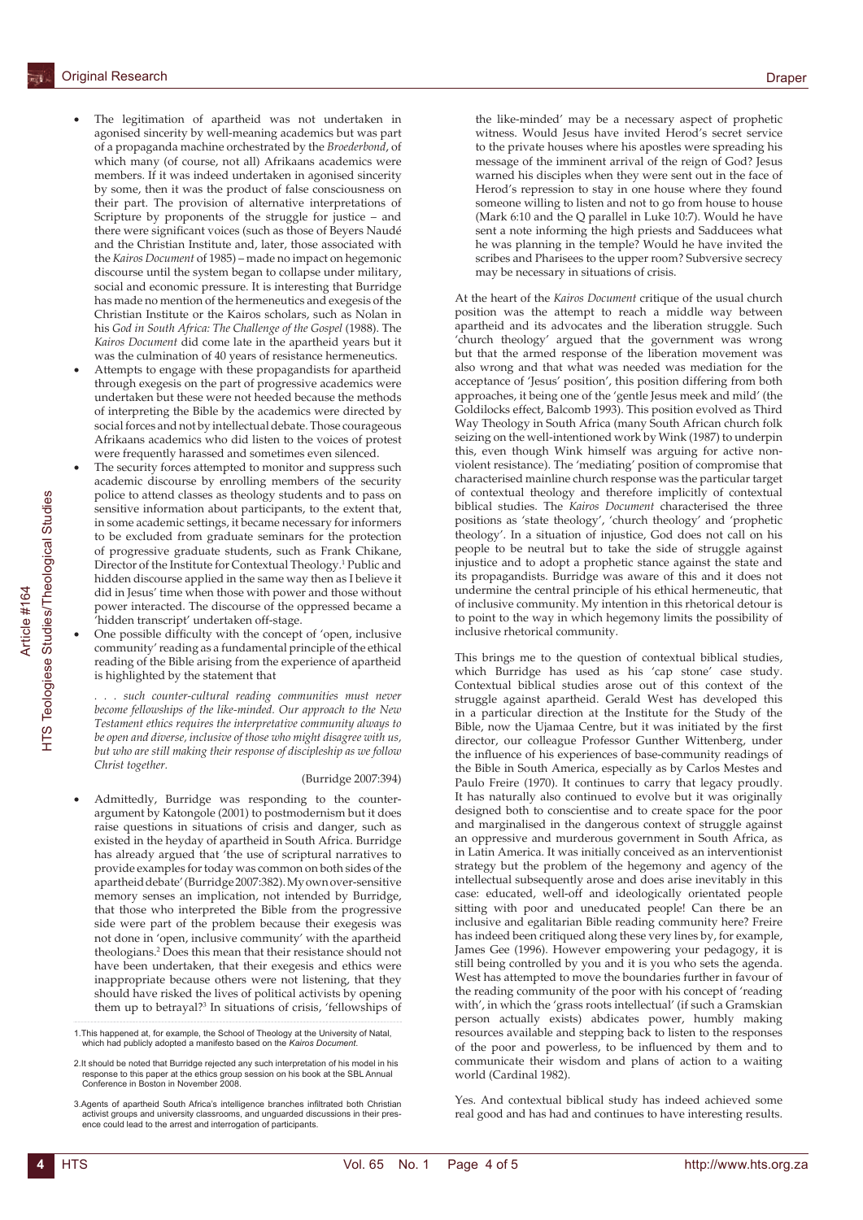- The legitimation of apartheid was not undertaken in agonised sincerity by well-meaning academics but was part of a propaganda machine orchestrated by the *Broederbond*, of which many (of course, not all) Afrikaans academics were members. If it was indeed undertaken in agonised sincerity by some, then it was the product of false consciousness on their part. The provision of alternative interpretations of Scripture by proponents of the struggle for justice – and there were significant voices (such as those of Beyers Naudé and the Christian Institute and, later, those associated with the *Kairos Document* of 1985) – made no impact on hegemonic discourse until the system began to collapse under military, social and economic pressure. It is interesting that Burridge has made no mention of the hermeneutics and exegesis of the Christian Institute or the Kairos scholars, such as Nolan in his *God in South Africa: The Challenge of the Gospel* (1988). The *Kairos Document* did come late in the apartheid years but it was the culmination of 40 years of resistance hermeneutics.
- Attempts to engage with these propagandists for apartheid through exegesis on the part of progressive academics were undertaken but these were not heeded because the methods of interpreting the Bible by the academics were directed by social forces and not by intellectual debate. Those courageous Afrikaans academics who did listen to the voices of protest were frequently harassed and sometimes even silenced.
- The security forces attempted to monitor and suppress such academic discourse by enrolling members of the security police to attend classes as theology students and to pass on sensitive information about participants, to the extent that, in some academic settings, it became necessary for informers to be excluded from graduate seminars for the protection of progressive graduate students, such as Frank Chikane, Director of the Institute for Contextual Theology.[1] Public and hidden discourse applied in the same way then as I believe it did in Jesus' time when those with power and those without power interacted. The discourse of the oppressed became a 'hidden transcript' undertaken off-stage.
- One possible difficulty with the concept of 'open, inclusive community' reading as a fundamental principle of the ethical reading of the Bible arising from the experience of apartheid is highlighted by the statement that

  > *. . . such counter-cultural reading communities must never become fellowships of the like-minded. Our approach to the New Testament ethics requires the interpretative community always to be open and diverse, inclusive of those who might disagree with us, but who are still making their response of discipleship as we follow Christ together.*
  >
  > (Burridge 2007:394)

- Admittedly, Burridge was responding to the counter-argument by Katongole (2001) to postmodernism but it does raise questions in situations of crisis and danger, such as existed in the heyday of apartheid in South Africa. Burridge has already argued that 'the use of scriptural narratives to provide examples for today was common on both sides of the apartheid debate' (Burridge 2007:382). My own over-sensitive memory senses an implication, not intended by Burridge, that those who interpreted the Bible from the progressive side were part of the problem because their exegesis was not done in 'open, inclusive community' with the apartheid theologians.[2] Does this mean that their resistance should not have been undertaken, that their exegesis and ethics were inappropriate because others were not listening, that they should have risked the lives of political activists by opening them up to betrayal?[3] In situations of crisis, 'fellowships of the like-minded' may be a necessary aspect of prophetic witness. Would Jesus have invited Herod's secret service to the private houses where his apostles were spreading his message of the imminent arrival of the reign of God? Jesus warned his disciples when they were sent out in the face of Herod's repression to stay in one house where they found someone willing to listen and not to go from house to house (Mark 6:10 and the Q parallel in Luke 10:7). Would he have sent a note informing the high priests and Sadducees what he was planning in the temple? Would he have invited the scribes and Pharisees to the upper room? Subversive secrecy may be necessary in situations of crisis.

At the heart of the *Kairos Document* critique of the usual church position was the attempt to reach a middle way between apartheid and its advocates and the liberation struggle. Such 'church theology' argued that the government was wrong but that the armed response of the liberation movement was also wrong and that what was needed was mediation for the acceptance of 'Jesus' position', this position differing from both approaches, it being one of the 'gentle Jesus meek and mild' (the Goldilocks effect, Balcomb 1993). This position evolved as Third Way Theology in South Africa (many South African church folk seizing on the well-intentioned work by Wink (1987) to underpin this, even though Wink himself was arguing for active non-violent resistance). The 'mediating' position of compromise that characterised mainline church response was the particular target of contextual theology and therefore implicitly of contextual biblical studies. The *Kairos Document* characterised the three positions as 'state theology', 'church theology' and 'prophetic theology'. In a situation of injustice, God does not call on his people to be neutral but to take the side of struggle against injustice and to adopt a prophetic stance against the state and its propagandists. Burridge was aware of this and it does not undermine the central principle of his ethical hermeneutic, that of inclusive community. My intention in this rhetorical detour is to point to the way in which hegemony limits the possibility of inclusive rhetorical community.

This brings me to the question of contextual biblical studies, which Burridge has used as his 'cap stone' case study. Contextual biblical studies arose out of this context of the struggle against apartheid. Gerald West has developed this in a particular direction at the Institute for the Study of the Bible, now the Ujamaa Centre, but it was initiated by the first director, our colleague Professor Gunther Wittenberg, under the influence of his experiences of base-community readings of the Bible in South America, especially as by Carlos Mestes and Paulo Freire (1970). It continues to carry that legacy proudly. It has naturally also continued to evolve but it was originally designed both to conscientise and to create space for the poor and marginalised in the dangerous context of struggle against an oppressive and murderous government in South Africa, as in Latin America. It was initially conceived as an interventionist strategy but the problem of the hegemony and agency of the intellectual subsequently arose and does arise inevitably in this case: educated, well-off and ideologically orientated people sitting with poor and uneducated people! Can there be an inclusive and egalitarian Bible reading community here? Freire has indeed been critiqued along these very lines by, for example, James Gee (1996). However empowering your pedagogy, it is still being controlled by you and it is you who sets the agenda. West has attempted to move the boundaries further in favour of the reading community of the poor with his concept of 'reading with', in which the 'grass roots intellectual' (if such a Gramskian person actually exists) abdicates power, humbly making resources available and stepping back to listen to the responses of the poor and powerless, to be influenced by them and to communicate their wisdom and plans of action to a waiting world (Cardinal 1982).

Yes. And contextual biblical study has indeed achieved some real good and has had and continues to have interesting results.

---

1. This happened at, for example, the School of Theology at the University of Natal, which had publicly adopted a manifesto based on the *Kairos Document*.

2. It should be noted that Burridge rejected any such interpretation of his model in his response to this paper at the ethics group session on his book at the SBL Annual Conference in Boston in November 2008.

3. Agents of apartheid South Africa's intelligence branches infiltrated both Christian activist groups and university classrooms, and unguarded discussions in their presence could lead to the arrest and interrogation of participants.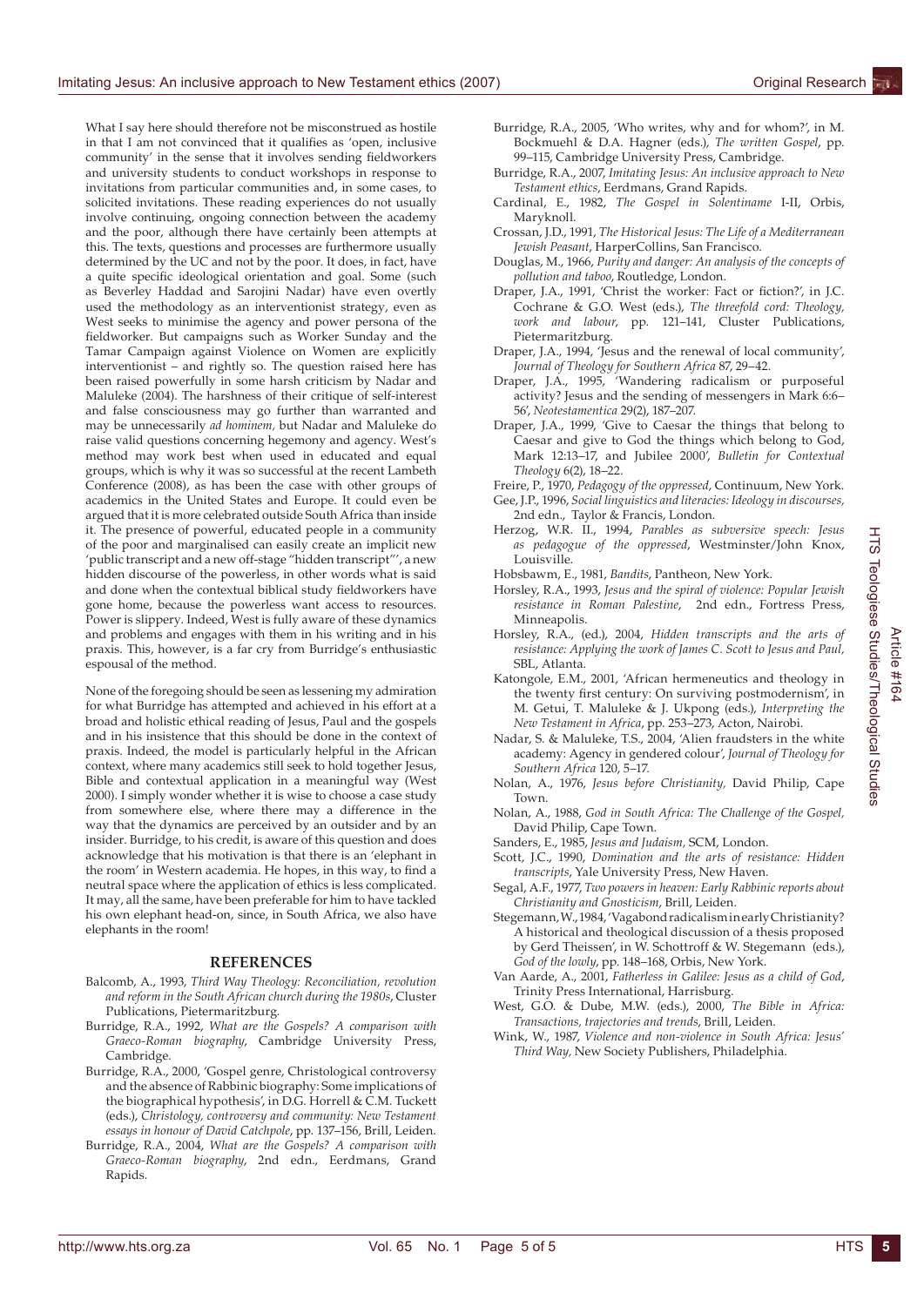What I say here should therefore not be misconstrued as hostile in that I am not convinced that it qualifies as 'open, inclusive community' in the sense that it involves sending fieldworkers and university students to conduct workshops in response to invitations from particular communities and, in some cases, to solicited invitations. These reading experiences do not usually involve continuing, ongoing connection between the academy and the poor, although there have certainly been attempts at this. The texts, questions and processes are furthermore usually determined by the UC and not by the poor. It does, in fact, have a quite specific ideological orientation and goal. Some (such as Beverley Haddad and Sarojini Nadar) have even overtly used the methodology as an interventionist strategy, even as West seeks to minimise the agency and power persona of the fieldworker. But campaigns such as Worker Sunday and the Tamar Campaign against Violence on Women are explicitly interventionist – and rightly so. The question raised here has been raised powerfully in some harsh criticism by Nadar and Maluleke (2004). The harshness of their critique of self-interest and false consciousness may go further than warranted and may be unnecessarily *ad hominem,* but Nadar and Maluleke do raise valid questions concerning hegemony and agency. West's method may work best when used in educated and equal groups, which is why it was so successful at the recent Lambeth Conference (2008), as has been the case with other groups of academics in the United States and Europe. It could even be argued that it is more celebrated outside South Africa than inside it. The presence of powerful, educated people in a community of the poor and marginalised can easily create an implicit new 'public transcript and a new off-stage "hidden transcript"', a new hidden discourse of the powerless, in other words what is said and done when the contextual biblical study fieldworkers have gone home, because the powerless want access to resources. Power is slippery. Indeed, West is fully aware of these dynamics and problems and engages with them in his writing and in his praxis. This, however, is a far cry from Burridge's enthusiastic espousal of the method.

None of the foregoing should be seen as lessening my admiration for what Burridge has attempted and achieved in his effort at a broad and holistic ethical reading of Jesus, Paul and the gospels and in his insistence that this should be done in the context of praxis. Indeed, the model is particularly helpful in the African context, where many academics still seek to hold together Jesus, Bible and contextual application in a meaningful way (West 2000). I simply wonder whether it is wise to choose a case study from somewhere else, where there may a difference in the way that the dynamics are perceived by an outsider and by an insider. Burridge, to his credit, is aware of this question and does acknowledge that his motivation is that there is an 'elephant in the room' in Western academia. He hopes, in this way, to find a neutral space where the application of ethics is less complicated. It may, all the same, have been preferable for him to have tackled his own elephant head-on, since, in South Africa, we also have elephants in the room!

## REFERENCES

Balcomb, A., 1993, *Third Way Theology: Reconciliation, revolution and reform in the South African church during the 1980s*, Cluster Publications, Pietermaritzburg.

Burridge, R.A., 1992, *What are the Gospels? A comparison with Graeco-Roman biography*, Cambridge University Press, Cambridge.

Burridge, R.A., 2000, 'Gospel genre, Christological controversy and the absence of Rabbinic biography: Some implications of the biographical hypothesis', in D.G. Horrell & C.M. Tuckett (eds.), *Christology, controversy and community: New Testament essays in honour of David Catchpole*, pp. 137–156, Brill, Leiden.

Burridge, R.A., 2004, *What are the Gospels? A comparison with Graeco-Roman biography*, 2nd edn., Eerdmans, Grand Rapids.

Burridge, R.A., 2005, 'Who writes, why and for whom?', in M. Bockmuehl & D.A. Hagner (eds.), *The written Gospel*, pp. 99–115, Cambridge University Press, Cambridge.

Burridge, R.A., 2007, *Imitating Jesus: An inclusive approach to New Testament ethics*, Eerdmans, Grand Rapids.

Cardinal, E., 1982, *The Gospel in Solentiname* I-II, Orbis, Maryknoll.

Crossan, J.D., 1991, *The Historical Jesus: The Life of a Mediterranean Jewish Peasant*, HarperCollins, San Francisco.

Douglas, M., 1966, *Purity and danger: An analysis of the concepts of pollution and taboo*, Routledge, London.

Draper, J.A., 1991, 'Christ the worker: Fact or fiction?', in J.C. Cochrane & G.O. West (eds.), *The threefold cord: Theology, work and labour*, pp. 121–141, Cluster Publications, Pietermaritzburg.

Draper, J.A., 1994, 'Jesus and the renewal of local community', *Journal of Theology for Southern Africa* 87, 29–42.

Draper, J.A., 1995, 'Wandering radicalism or purposeful activity? Jesus and the sending of messengers in Mark 6:6–56', *Neotestamentica* 29(2), 187–207.

Draper, J.A., 1999, 'Give to Caesar the things that belong to Caesar and give to God the things which belong to God, Mark 12:13–17, and Jubilee 2000', *Bulletin for Contextual Theology* 6(2), 18–22.

Freire, P., 1970, *Pedagogy of the oppressed*, Continuum, New York.

Gee, J.P., 1996, *Social linguistics and literacies: Ideology in discourses,* 2nd edn., Taylor & Francis, London.

Herzog, W.R. II., 1994, *Parables as subversive speech: Jesus as pedagogue of the oppressed*, Westminster/John Knox, Louisville.

Hobsbawm, E., 1981, *Bandits*, Pantheon, New York.

Horsley, R.A., 1993, *Jesus and the spiral of violence: Popular Jewish resistance in Roman Palestine*, 2nd edn., Fortress Press, Minneapolis.

Horsley, R.A., (ed.), 2004, *Hidden transcripts and the arts of resistance: Applying the work of James C. Scott to Jesus and Paul,* SBL, Atlanta.

Katongole, E.M., 2001, 'African hermeneutics and theology in the twenty first century: On surviving postmodernism', in M. Getui, T. Maluleke & J. Ukpong (eds.), *Interpreting the New Testament in Africa*, pp. 253–273, Acton, Nairobi.

Nadar, S. & Maluleke, T.S., 2004, 'Alien fraudsters in the white academy: Agency in gendered colour', *Journal of Theology for Southern Africa* 120, 5–17.

Nolan, A., 1976, *Jesus before Christianity,* David Philip, Cape Town.

Nolan, A., 1988, *God in South Africa: The Challenge of the Gospel,* David Philip, Cape Town.

Sanders, E., 1985, *Jesus and Judaism,* SCM, London.

Scott, J.C., 1990, *Domination and the arts of resistance: Hidden transcripts,* Yale University Press, New Haven.

Segal, A.F., 1977, *Two powers in heaven: Early Rabbinic reports about Christianity and Gnosticism*, Brill, Leiden.

Stegemann, W., 1984, 'Vagabond radicalism in early Christianity? A historical and theological discussion of a thesis proposed by Gerd Theissen', in W. Schottroff & W. Stegemann (eds.), *God of the lowly*, pp. 148–168, Orbis, New York.

Van Aarde, A., 2001, *Fatherless in Galilee: Jesus as a child of God*, Trinity Press International, Harrisburg.

West, G.O. & Dube, M.W. (eds.), 2000, *The Bible in Africa: Transactions, trajectories and trends*, Brill, Leiden.

Wink, W., 1987, *Violence and non-violence in South Africa: Jesus' Third Way,* New Society Publishers, Philadelphia.